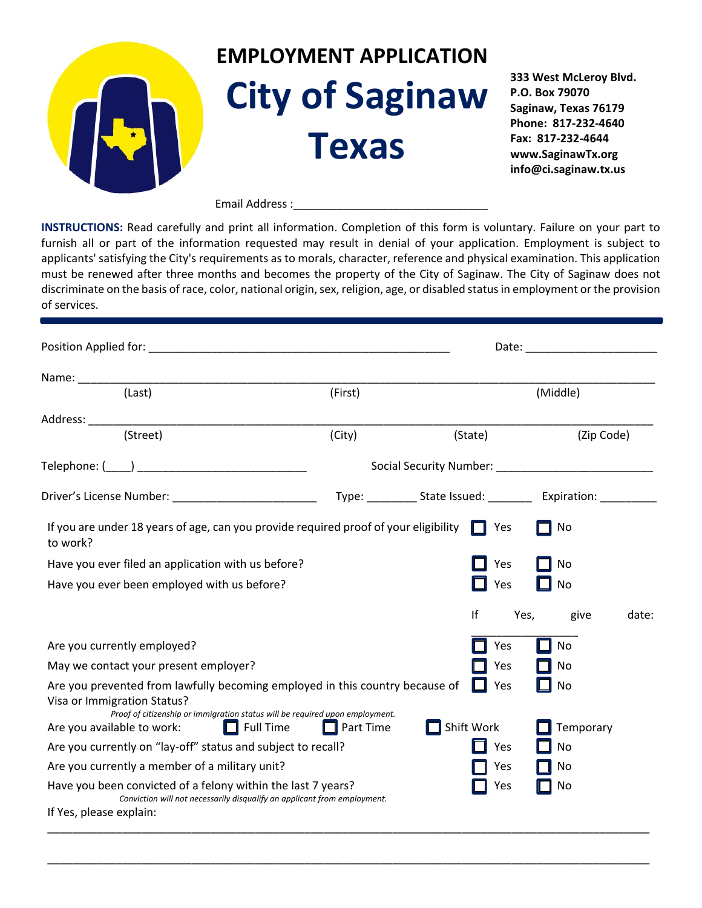# EMPLOYMENT APPLICATION

# City of Saginaw Texas

**333 West McLeroy Blvd.**
**P.O. Box 79070**
**Saginaw, Texas 76179**
**Phone: 817-232-4640**
**Fax: 817-232-4644**
**www.SaginawTx.org**
**info@ci.saginaw.tx.us**

Email Address :______________________________

**INSTRUCTIONS:** Read carefully and print all information. Completion of this form is voluntary. Failure on your part to furnish all or part of the information requested may result in denial of your application. Employment is subject to applicants' satisfying the City's requirements as to morals, character, reference and physical examination. This application must be renewed after three months and becomes the property of the City of Saginaw. The City of Saginaw does not discriminate on the basis of race, color, national origin, sex, religion, age, or disabled status in employment or the provision of services.

---

Position Applied for: ________________________________________________ Date: ____________________

Name: ______________________________________________________________________________
(Last) (First) (Middle)

Address: ____________________________________________________________________________
(Street) (City) (State) (Zip Code)

Telephone: (____) __________________________ Social Security Number: ________________________

Driver's License Number: ______________________ Type: ________ State Issued: _______ Expiration: _________

If you are under 18 years of age, can you provide required proof of your eligibility to work? ☐ Yes ☐ No

Have you ever filed an application with us before? ☐ Yes ☐ No

Have you ever been employed with us before? ☐ Yes ☐ No

If Yes, give date: ________________

Are you currently employed? ☐ Yes ☐ No

May we contact your present employer? ☐ Yes ☐ No

Are you prevented from lawfully becoming employed in this country because of Visa or Immigration Status? ☐ Yes ☐ No

*Proof of citizenship or immigration status will be required upon employment.*

Are you available to work: ☐ Full Time ☐ Part Time ☐ Shift Work ☐ Temporary

Are you currently on "lay-off" status and subject to recall? ☐ Yes ☐ No

Are you currently a member of a military unit? ☐ Yes ☐ No

Have you been convicted of a felony within the last 7 years? ☐ Yes ☐ No

*Conviction will not necessarily disqualify an applicant from employment.*

If Yes, please explain:

______________________________________________________________________________________

______________________________________________________________________________________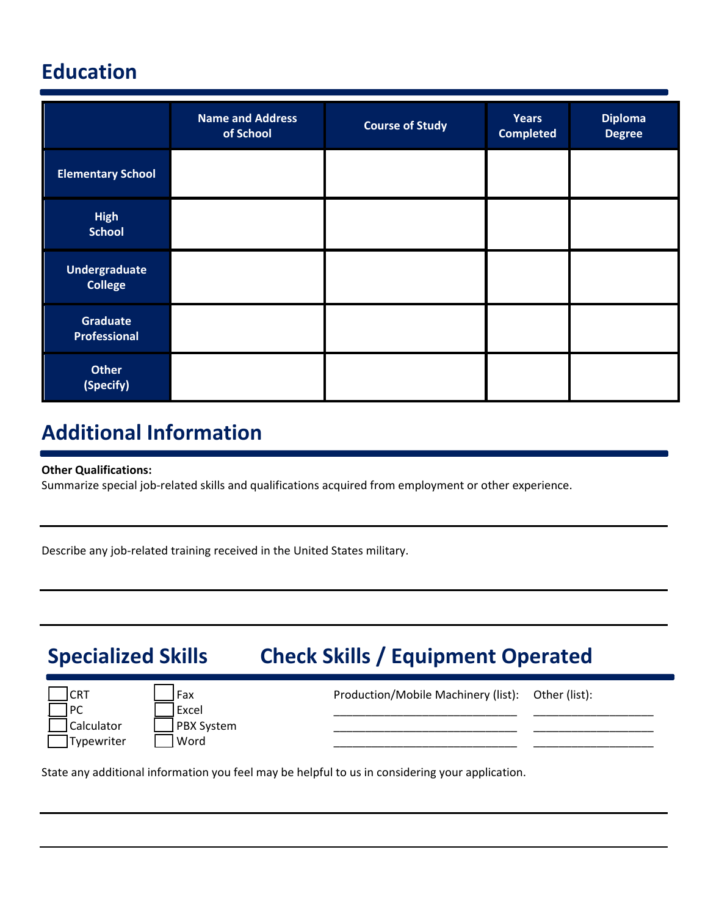## Education

| | Name and Address of School | Course of Study | Years Completed | Diploma Degree |
|---|---|---|---|---|
| Elementary School | | | | |
| High School | | | | |
| Undergraduate College | | | | |
| Graduate Professional | | | | |
| Other (Specify) | | | | |

## Additional Information

**Other Qualifications:**
Summarize special job-related skills and qualifications acquired from employment or other experience.

---

Describe any job-related training received in the United States military.

---

---

## Specialized Skills &nbsp;&nbsp;&nbsp;&nbsp; Check Skills / Equipment Operated

- ☐ CRT
- ☐ PC
- ☐ Calculator
- ☐ Typewriter
- ☐ Fax
- ☐ Excel
- ☐ PBX System
- ☐ Word

Production/Mobile Machinery (list):
______________________________
______________________________
______________________________

Other (list):
____________________
____________________
____________________

State any additional information you feel may be helpful to us in considering your application.

---

---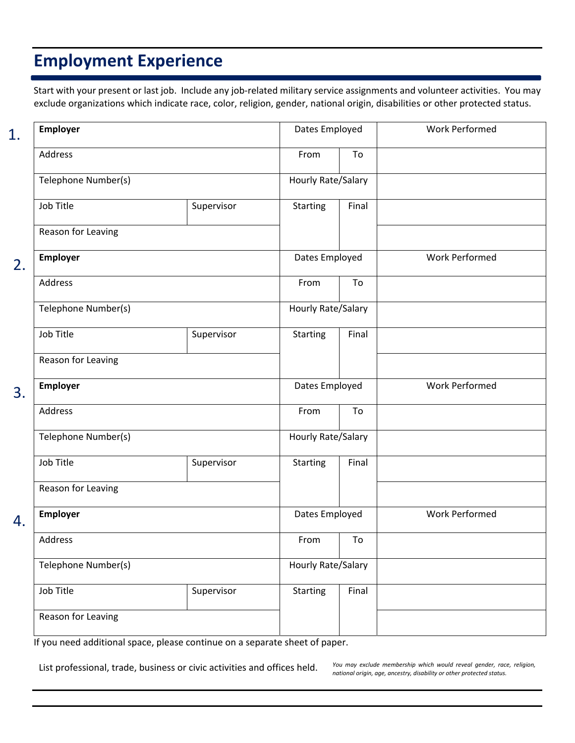## Employment Experience

Start with your present or last job. Include any job-related military service assignments and volunteer activities. You may exclude organizations which indicate race, color, religion, gender, national origin, disabilities or other protected status.

1.

| **Employer** | | Dates Employed | | Work Performed |
|---|---|---|---|---|
| Address | | From | To | |
| Telephone Number(s) | | Hourly Rate/Salary | | |
| Job Title | Supervisor | Starting | Final | |
| Reason for Leaving | | | | |

2.

| **Employer** | | Dates Employed | | Work Performed |
|---|---|---|---|---|
| Address | | From | To | |
| Telephone Number(s) | | Hourly Rate/Salary | | |
| Job Title | Supervisor | Starting | Final | |
| Reason for Leaving | | | | |

3.

| **Employer** | | Dates Employed | | Work Performed |
|---|---|---|---|---|
| Address | | From | To | |
| Telephone Number(s) | | Hourly Rate/Salary | | |
| Job Title | Supervisor | Starting | Final | |
| Reason for Leaving | | | | |

4.

| **Employer** | | Dates Employed | | Work Performed |
|---|---|---|---|---|
| Address | | From | To | |
| Telephone Number(s) | | Hourly Rate/Salary | | |
| Job Title | Supervisor | Starting | Final | |
| Reason for Leaving | | | | |

If you need additional space, please continue on a separate sheet of paper.

List professional, trade, business or civic activities and offices held.

*You may exclude membership which would reveal gender, race, religion, national origin, age, ancestry, disability or other protected status.*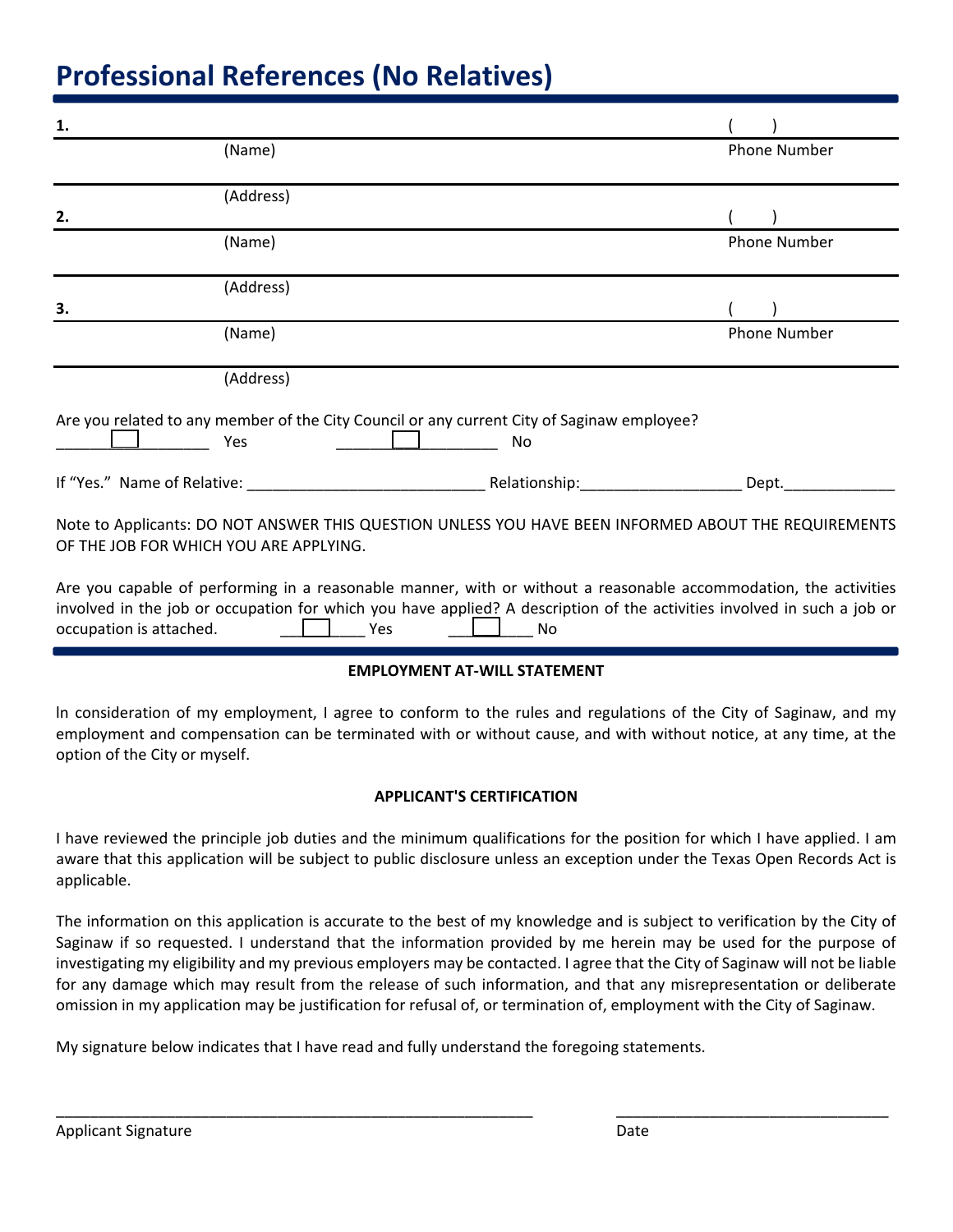# Professional References (No Relatives)

1. ______________________________________________ ( )
   (Name) Phone Number

   (Address)

2. ______________________________________________ ( )
   (Name) Phone Number

   (Address)

3. ______________________________________________ ( )
   (Name) Phone Number

   (Address)

Are you related to any member of the City Council or any current City of Saginaw employee?

☐ Yes ☐ No

If "Yes." Name of Relative: ____________________________ Relationship:___________________ Dept.____________

Note to Applicants: DO NOT ANSWER THIS QUESTION UNLESS YOU HAVE BEEN INFORMED ABOUT THE REQUIREMENTS OF THE JOB FOR WHICH YOU ARE APPLYING.

Are you capable of performing in a reasonable manner, with or without a reasonable accommodation, the activities involved in the job or occupation for which you have applied? A description of the activities involved in such a job or occupation is attached. ☐ Yes ☐ No

**EMPLOYMENT AT-WILL STATEMENT**

In consideration of my employment, I agree to conform to the rules and regulations of the City of Saginaw, and my employment and compensation can be terminated with or without cause, and with without notice, at any time, at the option of the City or myself.

**APPLICANT'S CERTIFICATION**

I have reviewed the principle job duties and the minimum qualifications for the position for which I have applied. I am aware that this application will be subject to public disclosure unless an exception under the Texas Open Records Act is applicable.

The information on this application is accurate to the best of my knowledge and is subject to verification by the City of Saginaw if so requested. I understand that the information provided by me herein may be used for the purpose of investigating my eligibility and my previous employers may be contacted. I agree that the City of Saginaw will not be liable for any damage which may result from the release of such information, and that any misrepresentation or deliberate omission in my application may be justification for refusal of, or termination of, employment with the City of Saginaw.

My signature below indicates that I have read and fully understand the foregoing statements.

___________________________________________________ ________________________________

Applicant Signature Date